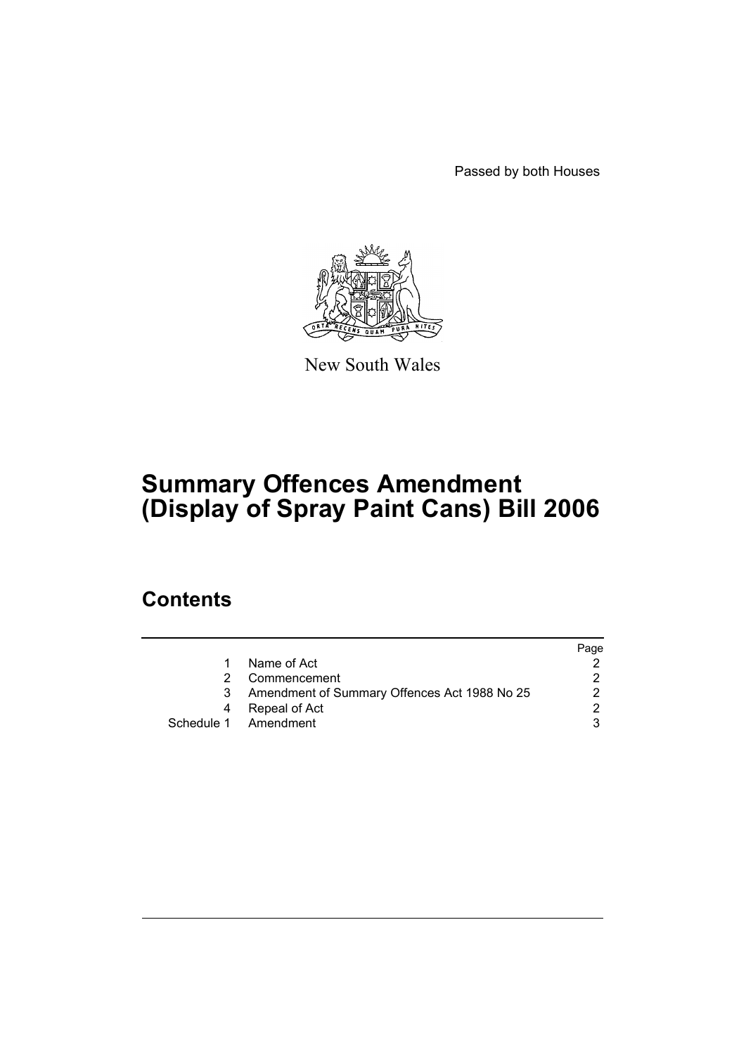Passed by both Houses

New South Wales

# Summary Offences Amendment (Display of Spray Paint Cans) Bill 2006

## Contents

| | | Page |
|---|---|---|
| 1 | Name of Act | 2 |
| 2 | Commencement | 2 |
| 3 | Amendment of Summary Offences Act 1988 No 25 | 2 |
| 4 | Repeal of Act | 2 |
| Schedule 1 | Amendment | 3 |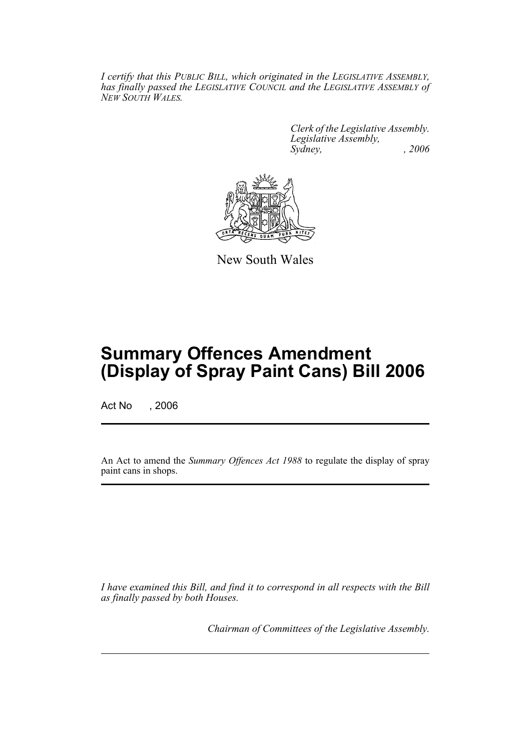*I certify that this PUBLIC BILL, which originated in the LEGISLATIVE ASSEMBLY, has finally passed the LEGISLATIVE COUNCIL and the LEGISLATIVE ASSEMBLY of NEW SOUTH WALES.*

*Clerk of the Legislative Assembly.*
*Legislative Assembly,*
*Sydney, , 2006*

New South Wales

# Summary Offences Amendment (Display of Spray Paint Cans) Bill 2006

Act No , 2006

An Act to amend the *Summary Offences Act 1988* to regulate the display of spray paint cans in shops.

*I have examined this Bill, and find it to correspond in all respects with the Bill as finally passed by both Houses.*

*Chairman of Committees of the Legislative Assembly.*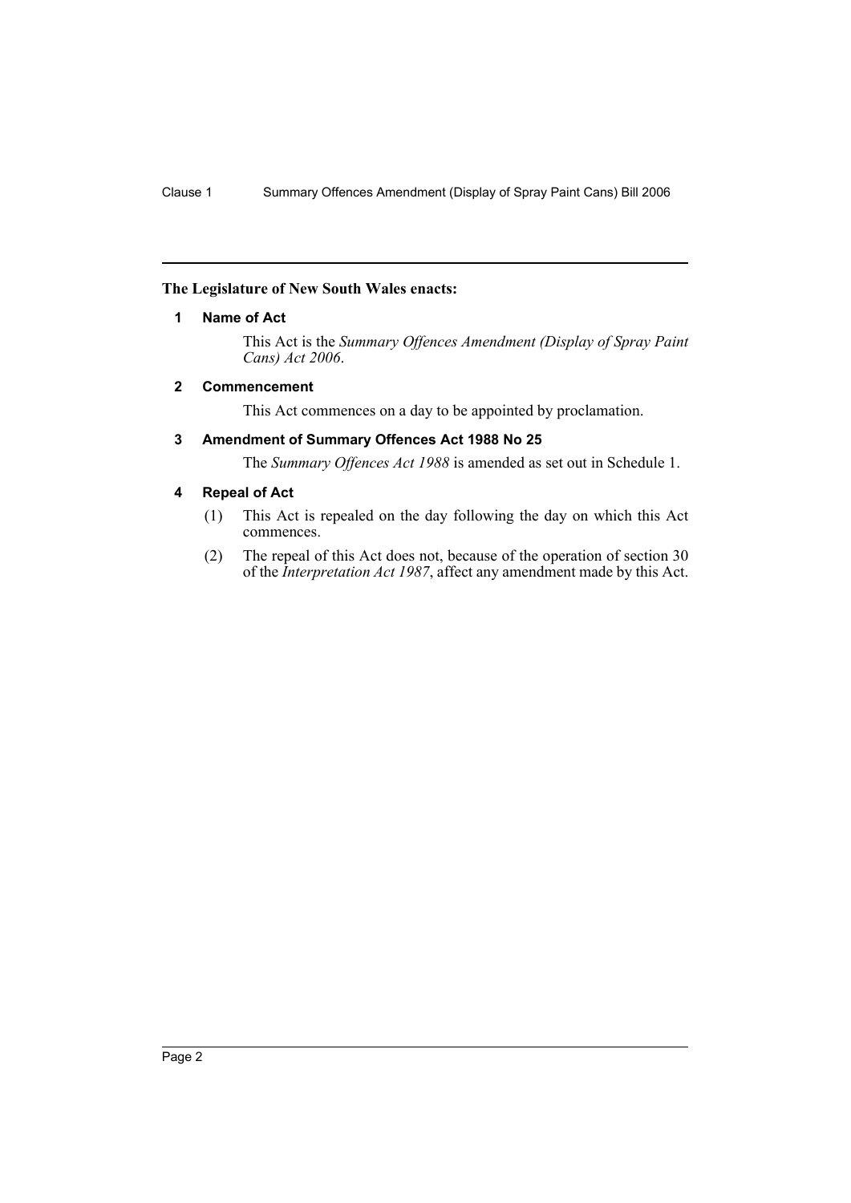**The Legislature of New South Wales enacts:**

## 1 Name of Act

This Act is the *Summary Offences Amendment (Display of Spray Paint Cans) Act 2006*.

## 2 Commencement

This Act commences on a day to be appointed by proclamation.

## 3 Amendment of Summary Offences Act 1988 No 25

The *Summary Offences Act 1988* is amended as set out in Schedule 1.

## 4 Repeal of Act

(1) This Act is repealed on the day following the day on which this Act commences.

(2) The repeal of this Act does not, because of the operation of section 30 of the *Interpretation Act 1987*, affect any amendment made by this Act.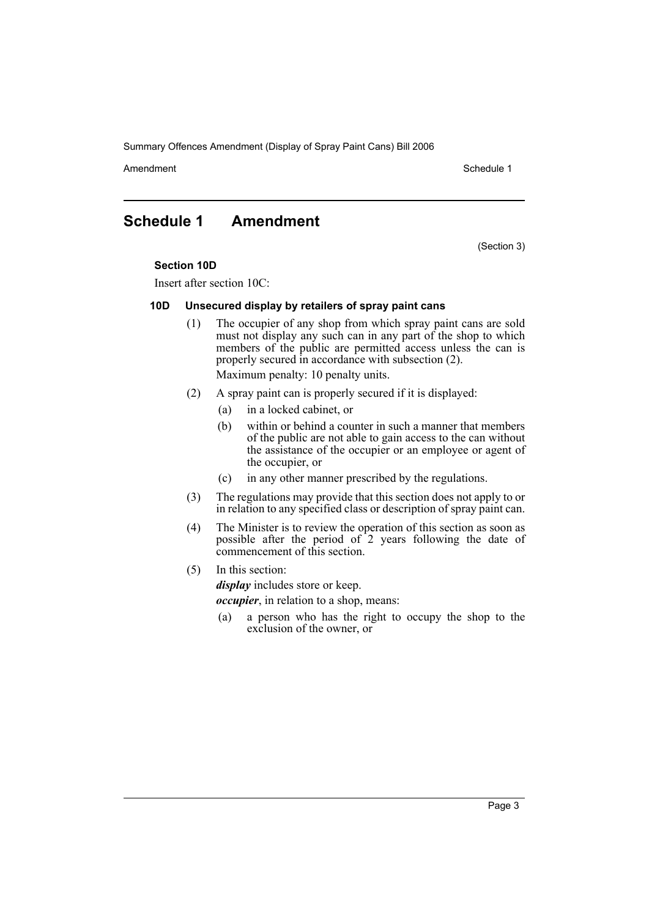# Schedule 1 Amendment

(Section 3)

**Section 10D**

Insert after section 10C:

### 10D Unsecured display by retailers of spray paint cans

(1) The occupier of any shop from which spray paint cans are sold must not display any such can in any part of the shop to which members of the public are permitted access unless the can is properly secured in accordance with subsection (2).

Maximum penalty: 10 penalty units.

(2) A spray paint can is properly secured if it is displayed:

- (a) in a locked cabinet, or
- (b) within or behind a counter in such a manner that members of the public are not able to gain access to the can without the assistance of the occupier or an employee or agent of the occupier, or
- (c) in any other manner prescribed by the regulations.

(3) The regulations may provide that this section does not apply to or in relation to any specified class or description of spray paint can.

(4) The Minister is to review the operation of this section as soon as possible after the period of 2 years following the date of commencement of this section.

(5) In this section:

***display*** includes store or keep.

***occupier***, in relation to a shop, means:

- (a) a person who has the right to occupy the shop to the exclusion of the owner, or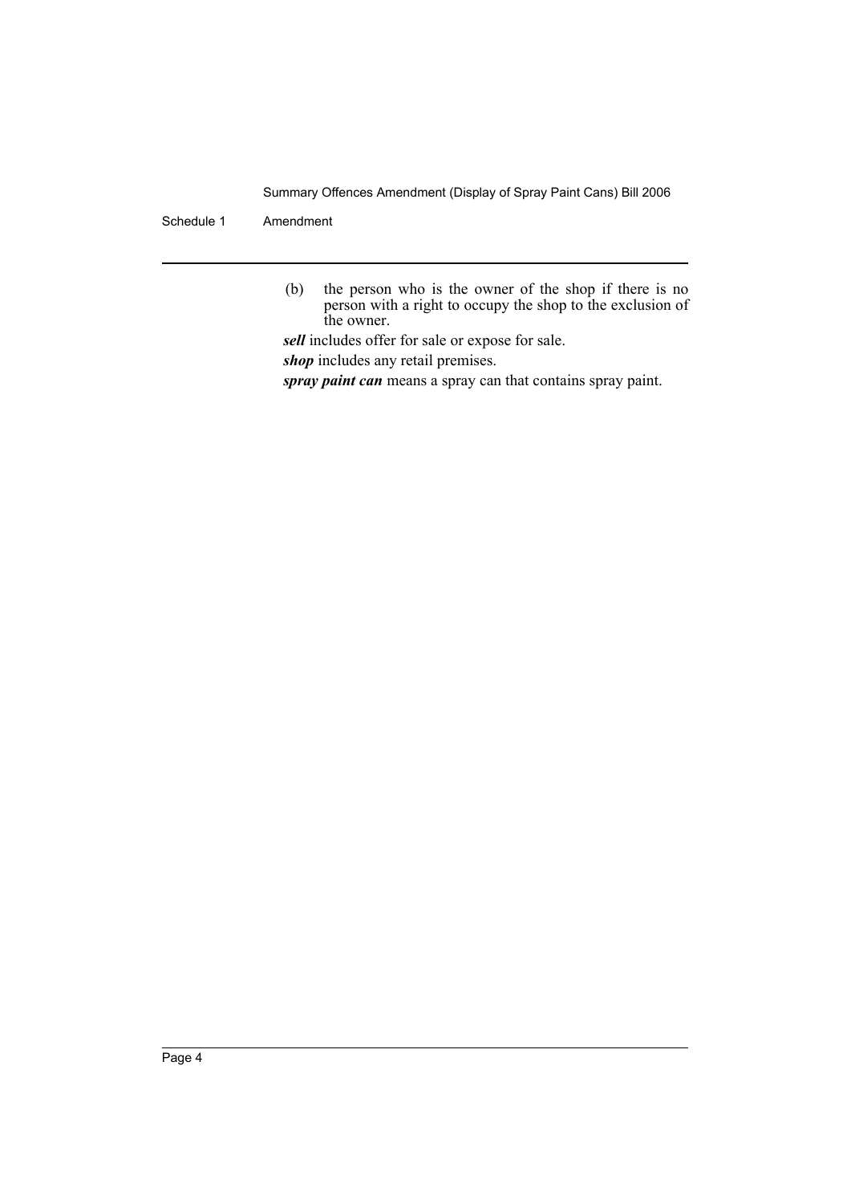(b) the person who is the owner of the shop if there is no person with a right to occupy the shop to the exclusion of the owner.

***sell*** includes offer for sale or expose for sale.

***shop*** includes any retail premises.

***spray paint can*** means a spray can that contains spray paint.